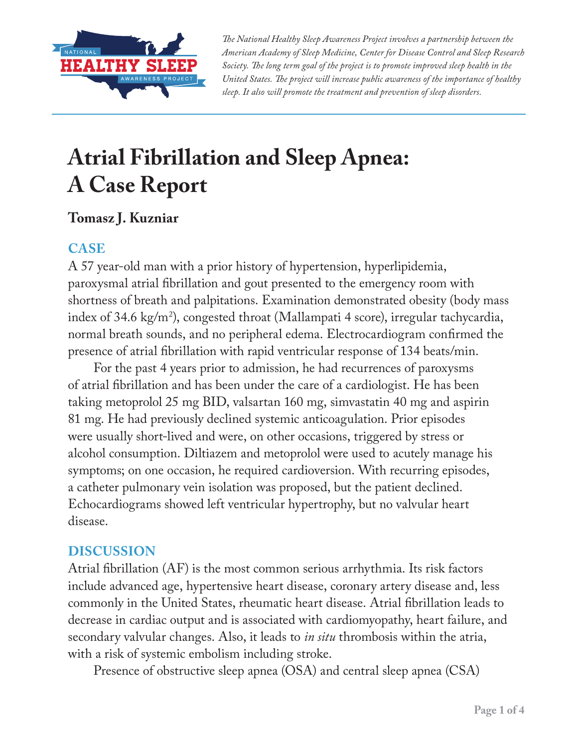*The National Healthy Sleep Awareness Project involves a partnership between the American Academy of Sleep Medicine, Center for Disease Control and Sleep Research Society. The long term goal of the project is to promote improved sleep health in the United States. The project will increase public awareness of the importance of healthy sleep. It also will promote the treatment and prevention of sleep disorders.*

# Atrial Fibrillation and Sleep Apnea: A Case Report

**Tomasz J. Kuzniar**

## CASE

A 57 year-old man with a prior history of hypertension, hyperlipidemia, paroxysmal atrial fibrillation and gout presented to the emergency room with shortness of breath and palpitations. Examination demonstrated obesity (body mass index of 34.6 kg/m$^2$), congested throat (Mallampati 4 score), irregular tachycardia, normal breath sounds, and no peripheral edema. Electrocardiogram confirmed the presence of atrial fibrillation with rapid ventricular response of 134 beats/min.

For the past 4 years prior to admission, he had recurrences of paroxysms of atrial fibrillation and has been under the care of a cardiologist. He has been taking metoprolol 25 mg BID, valsartan 160 mg, simvastatin 40 mg and aspirin 81 mg. He had previously declined systemic anticoagulation. Prior episodes were usually short-lived and were, on other occasions, triggered by stress or alcohol consumption. Diltiazem and metoprolol were used to acutely manage his symptoms; on one occasion, he required cardioversion. With recurring episodes, a catheter pulmonary vein isolation was proposed, but the patient declined. Echocardiograms showed left ventricular hypertrophy, but no valvular heart disease.

## DISCUSSION

Atrial fibrillation (AF) is the most common serious arrhythmia. Its risk factors include advanced age, hypertensive heart disease, coronary artery disease and, less commonly in the United States, rheumatic heart disease. Atrial fibrillation leads to decrease in cardiac output and is associated with cardiomyopathy, heart failure, and secondary valvular changes. Also, it leads to *in situ* thrombosis within the atria, with a risk of systemic embolism including stroke.

Presence of obstructive sleep apnea (OSA) and central sleep apnea (CSA)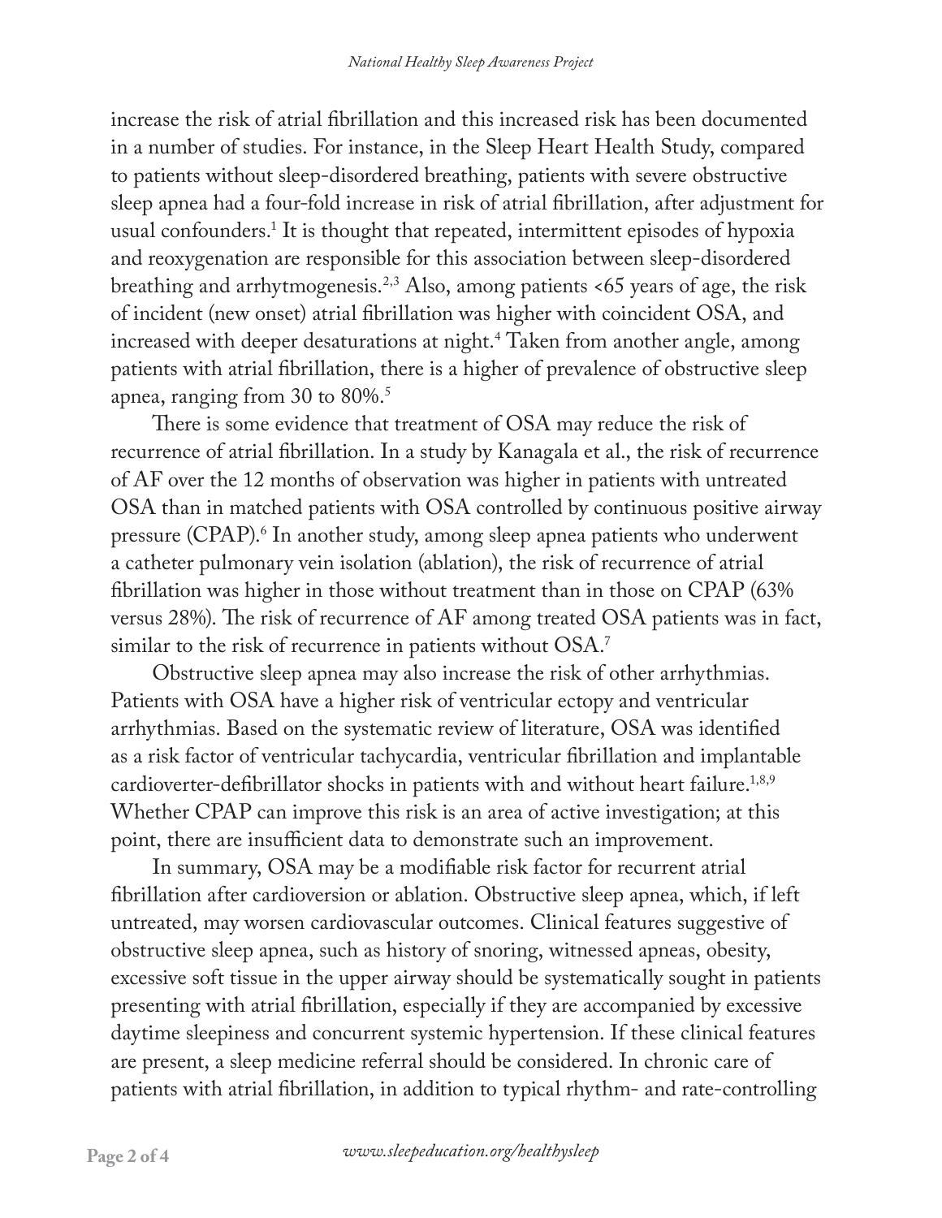increase the risk of atrial fibrillation and this increased risk has been documented in a number of studies. For instance, in the Sleep Heart Health Study, compared to patients without sleep-disordered breathing, patients with severe obstructive sleep apnea had a four-fold increase in risk of atrial fibrillation, after adjustment for usual confounders.[1] It is thought that repeated, intermittent episodes of hypoxia and reoxygenation are responsible for this association between sleep-disordered breathing and arrhytmogenesis.[2,3] Also, among patients <65 years of age, the risk of incident (new onset) atrial fibrillation was higher with coincident OSA, and increased with deeper desaturations at night.[4] Taken from another angle, among patients with atrial fibrillation, there is a higher of prevalence of obstructive sleep apnea, ranging from 30 to 80%.[5]

There is some evidence that treatment of OSA may reduce the risk of recurrence of atrial fibrillation. In a study by Kanagala et al., the risk of recurrence of AF over the 12 months of observation was higher in patients with untreated OSA than in matched patients with OSA controlled by continuous positive airway pressure (CPAP).[6] In another study, among sleep apnea patients who underwent a catheter pulmonary vein isolation (ablation), the risk of recurrence of atrial fibrillation was higher in those without treatment than in those on CPAP (63% versus 28%). The risk of recurrence of AF among treated OSA patients was in fact, similar to the risk of recurrence in patients without OSA.[7]

Obstructive sleep apnea may also increase the risk of other arrhythmias. Patients with OSA have a higher risk of ventricular ectopy and ventricular arrhythmias. Based on the systematic review of literature, OSA was identified as a risk factor of ventricular tachycardia, ventricular fibrillation and implantable cardioverter-defibrillator shocks in patients with and without heart failure.[1,8,9] Whether CPAP can improve this risk is an area of active investigation; at this point, there are insufficient data to demonstrate such an improvement.

In summary, OSA may be a modifiable risk factor for recurrent atrial fibrillation after cardioversion or ablation. Obstructive sleep apnea, which, if left untreated, may worsen cardiovascular outcomes. Clinical features suggestive of obstructive sleep apnea, such as history of snoring, witnessed apneas, obesity, excessive soft tissue in the upper airway should be systematically sought in patients presenting with atrial fibrillation, especially if they are accompanied by excessive daytime sleepiness and concurrent systemic hypertension. If these clinical features are present, a sleep medicine referral should be considered. In chronic care of patients with atrial fibrillation, in addition to typical rhythm- and rate-controlling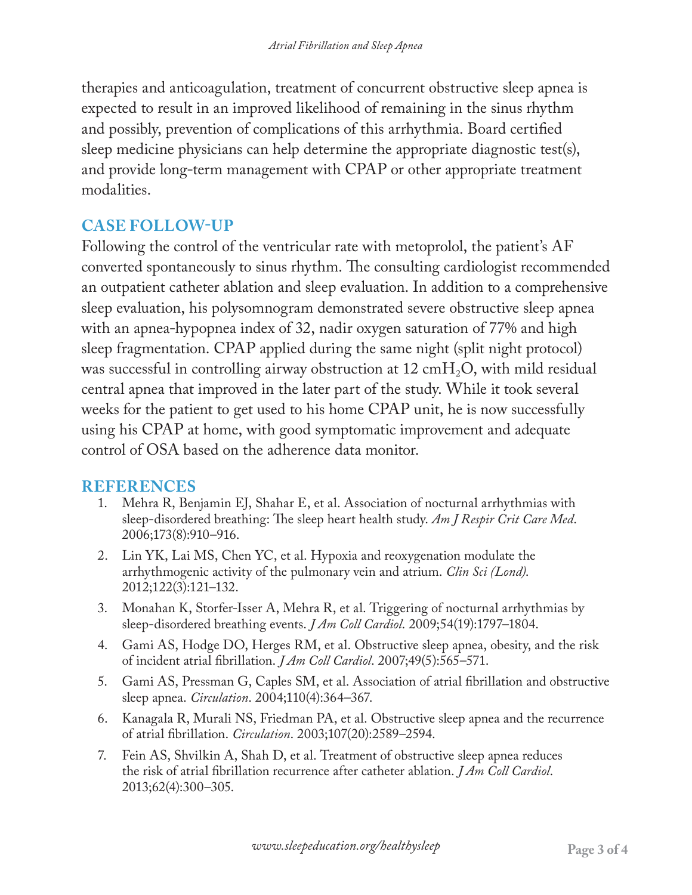therapies and anticoagulation, treatment of concurrent obstructive sleep apnea is expected to result in an improved likelihood of remaining in the sinus rhythm and possibly, prevention of complications of this arrhythmia. Board certified sleep medicine physicians can help determine the appropriate diagnostic test(s), and provide long-term management with CPAP or other appropriate treatment modalities.

## CASE FOLLOW-UP

Following the control of the ventricular rate with metoprolol, the patient's AF converted spontaneously to sinus rhythm. The consulting cardiologist recommended an outpatient catheter ablation and sleep evaluation. In addition to a comprehensive sleep evaluation, his polysomnogram demonstrated severe obstructive sleep apnea with an apnea-hypopnea index of 32, nadir oxygen saturation of 77% and high sleep fragmentation. CPAP applied during the same night (split night protocol) was successful in controlling airway obstruction at 12 $cmH_2O$, with mild residual central apnea that improved in the later part of the study. While it took several weeks for the patient to get used to his home CPAP unit, he is now successfully using his CPAP at home, with good symptomatic improvement and adequate control of OSA based on the adherence data monitor.

## REFERENCES

1. Mehra R, Benjamin EJ, Shahar E, et al. Association of nocturnal arrhythmias with sleep-disordered breathing: The sleep heart health study. *Am J Respir Crit Care Med*. 2006;173(8):910–916.
2. Lin YK, Lai MS, Chen YC, et al. Hypoxia and reoxygenation modulate the arrhythmogenic activity of the pulmonary vein and atrium. *Clin Sci (Lond)*. 2012;122(3):121–132.
3. Monahan K, Storfer-Isser A, Mehra R, et al. Triggering of nocturnal arrhythmias by sleep-disordered breathing events. *J Am Coll Cardiol*. 2009;54(19):1797–1804.
4. Gami AS, Hodge DO, Herges RM, et al. Obstructive sleep apnea, obesity, and the risk of incident atrial fibrillation. *J Am Coll Cardiol*. 2007;49(5):565–571.
5. Gami AS, Pressman G, Caples SM, et al. Association of atrial fibrillation and obstructive sleep apnea. *Circulation*. 2004;110(4):364–367.
6. Kanagala R, Murali NS, Friedman PA, et al. Obstructive sleep apnea and the recurrence of atrial fibrillation. *Circulation*. 2003;107(20):2589–2594.
7. Fein AS, Shvilkin A, Shah D, et al. Treatment of obstructive sleep apnea reduces the risk of atrial fibrillation recurrence after catheter ablation. *J Am Coll Cardiol*. 2013;62(4):300–305.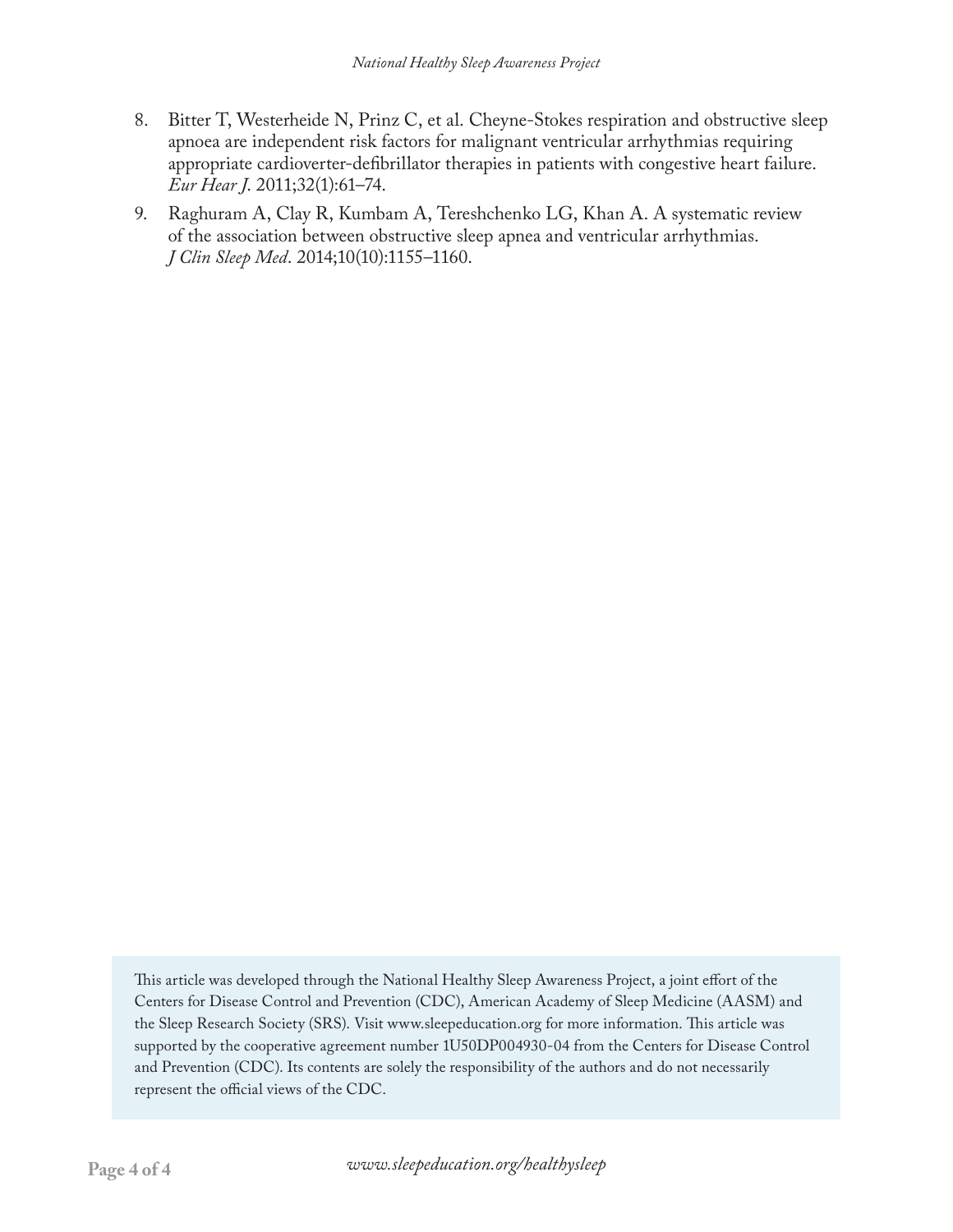8. Bitter T, Westerheide N, Prinz C, et al. Cheyne-Stokes respiration and obstructive sleep apnoea are independent risk factors for malignant ventricular arrhythmias requiring appropriate cardioverter-defibrillator therapies in patients with congestive heart failure. *Eur Hear J.* 2011;32(1):61–74.
9. Raghuram A, Clay R, Kumbam A, Tereshchenko LG, Khan A. A systematic review of the association between obstructive sleep apnea and ventricular arrhythmias. *J Clin Sleep Med*. 2014;10(10):1155–1160.

This article was developed through the National Healthy Sleep Awareness Project, a joint effort of the Centers for Disease Control and Prevention (CDC), American Academy of Sleep Medicine (AASM) and the Sleep Research Society (SRS). Visit www.sleepeducation.org for more information. This article was supported by the cooperative agreement number 1U50DP004930-04 from the Centers for Disease Control and Prevention (CDC). Its contents are solely the responsibility of the authors and do not necessarily represent the official views of the CDC.